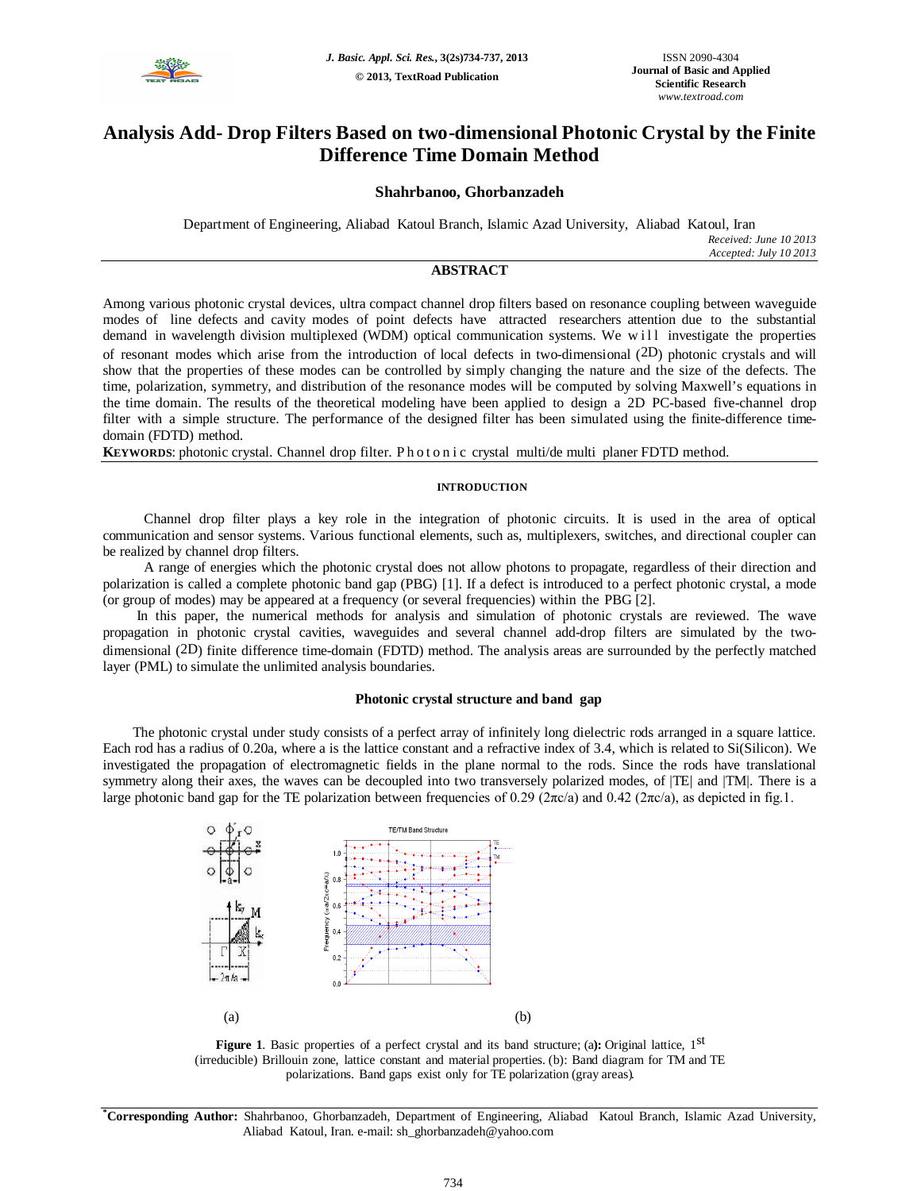# Analysis Add- Drop Filters Based on two-dimensional Photonic Crystal by the Finite Difference Time Domain Method

**Shahrbanoo, Ghorbanzadeh**

Department of Engineering, Aliabad Katoul Branch, Islamic Azad University, Aliabad Katoul, Iran

*Received: June 10 2013*
*Accepted: July 10 2013*

## ABSTRACT

Among various photonic crystal devices, ultra compact channel drop filters based on resonance coupling between waveguide modes of line defects and cavity modes of point defects have attracted researchers attention due to the substantial demand in wavelength division multiplexed (WDM) optical communication systems. We will investigate the properties of resonant modes which arise from the introduction of local defects in two-dimensional (2D) photonic crystals and will show that the properties of these modes can be controlled by simply changing the nature and the size of the defects. The time, polarization, symmetry, and distribution of the resonance modes will be computed by solving Maxwell's equations in the time domain. The results of the theoretical modeling have been applied to design a 2D PC-based five-channel drop filter with a simple structure. The performance of the designed filter has been simulated using the finite-difference time-domain (FDTD) method.

**KEYWORDS**: photonic crystal. Channel drop filter. Photonic crystal multi/de multi planer FDTD method.

## INTRODUCTION

Channel drop filter plays a key role in the integration of photonic circuits. It is used in the area of optical communication and sensor systems. Various functional elements, such as, multiplexers, switches, and directional coupler can be realized by channel drop filters.

A range of energies which the photonic crystal does not allow photons to propagate, regardless of their direction and polarization is called a complete photonic band gap (PBG) [1]. If a defect is introduced to a perfect photonic crystal, a mode (or group of modes) may be appeared at a frequency (or several frequencies) within the PBG [2].

In this paper, the numerical methods for analysis and simulation of photonic crystals are reviewed. The wave propagation in photonic crystal cavities, waveguides and several channel add-drop filters are simulated by the two-dimensional (2D) finite difference time-domain (FDTD) method. The analysis areas are surrounded by the perfectly matched layer (PML) to simulate the unlimited analysis boundaries.

### Photonic crystal structure and band gap

The photonic crystal under study consists of a perfect array of infinitely long dielectric rods arranged in a square lattice. Each rod has a radius of 0.20a, where a is the lattice constant and a refractive index of 3.4, which is related to Si(Silicon). We investigated the propagation of electromagnetic fields in the plane normal to the rods. Since the rods have translational symmetry along their axes, the waves can be decoupled into two transversely polarized modes, of |TE| and |TM|. There is a large photonic band gap for the TE polarization between frequencies of 0.29 ($2\pi c/a$) and 0.42 ($2\pi c/a$), as depicted in fig.1.

(a) (b)

**Figure 1**. Basic properties of a perfect crystal and its band structure; (a): Original lattice, 1st (irreducible) Brillouin zone, lattice constant and material properties. (b): Band diagram for TM and TE polarizations. Band gaps exist only for TE polarization (gray areas).

[*]**Corresponding Author:** Shahrbanoo, Ghorbanzadeh, Department of Engineering, Aliabad Katoul Branch, Islamic Azad University, Aliabad Katoul, Iran. e-mail: sh_ghorbanzadeh@yahoo.com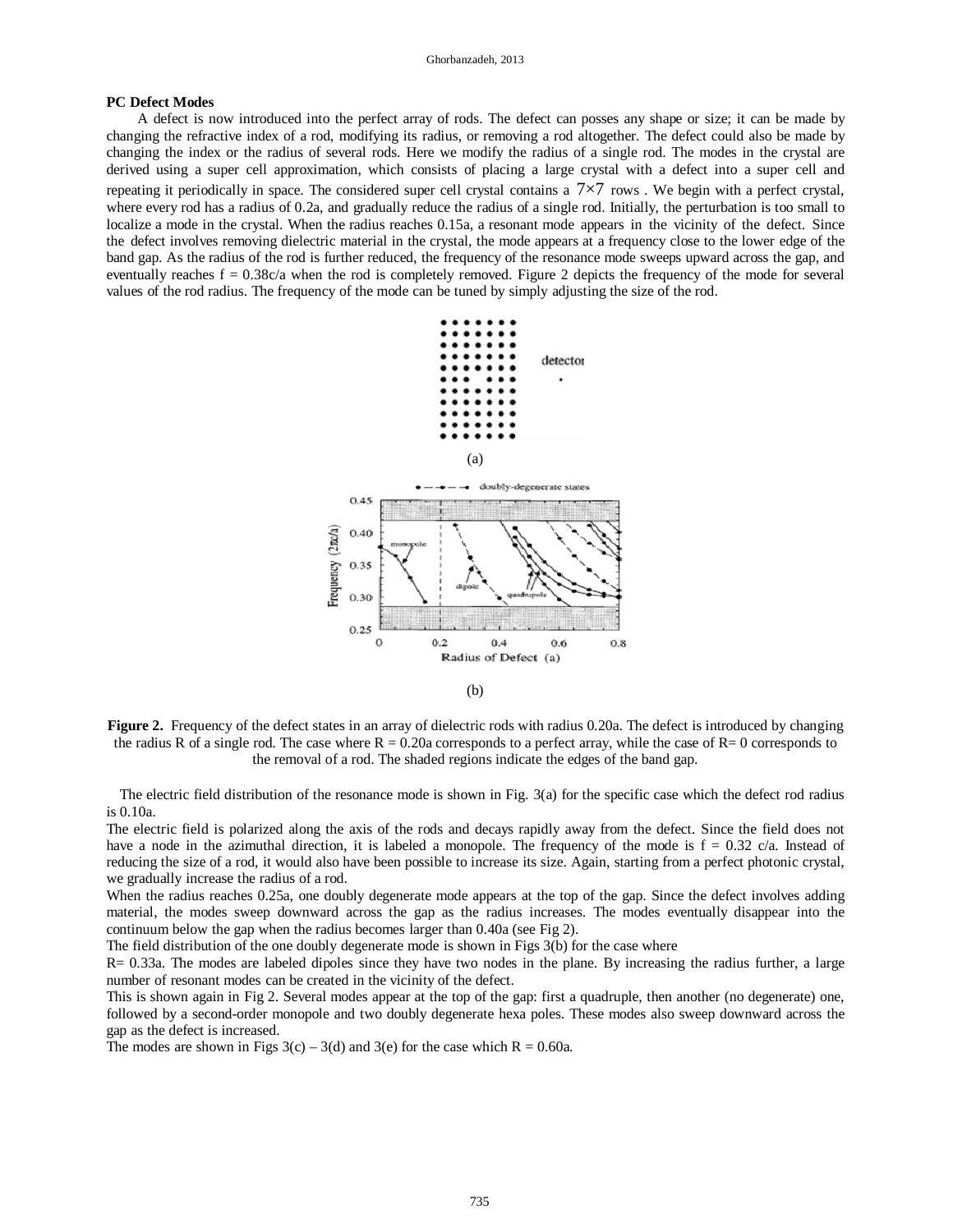**PC Defect Modes**

A defect is now introduced into the perfect array of rods. The defect can posses any shape or size; it can be made by changing the refractive index of a rod, modifying its radius, or removing a rod altogether. The defect could also be made by changing the index or the radius of several rods. Here we modify the radius of a single rod. The modes in the crystal are derived using a super cell approximation, which consists of placing a large crystal with a defect into a super cell and repeating it periodically in space. The considered super cell crystal contains a $7\times7$ rows . We begin with a perfect crystal, where every rod has a radius of 0.2a, and gradually reduce the radius of a single rod. Initially, the perturbation is too small to localize a mode in the crystal. When the radius reaches 0.15a, a resonant mode appears in the vicinity of the defect. Since the defect involves removing dielectric material in the crystal, the mode appears at a frequency close to the lower edge of the band gap. As the radius of the rod is further reduced, the frequency of the resonance mode sweeps upward across the gap, and eventually reaches f = 0.38c/a when the rod is completely removed. Figure 2 depicts the frequency of the mode for several values of the rod radius. The frequency of the mode can be tuned by simply adjusting the size of the rod.

(a)

(b)

**Figure 2.** Frequency of the defect states in an array of dielectric rods with radius 0.20a. The defect is introduced by changing the radius R of a single rod. The case where R = 0.20a corresponds to a perfect array, while the case of R= 0 corresponds to the removal of a rod. The shaded regions indicate the edges of the band gap.

The electric field distribution of the resonance mode is shown in Fig. 3(a) for the specific case which the defect rod radius is 0.10a.

The electric field is polarized along the axis of the rods and decays rapidly away from the defect. Since the field does not have a node in the azimuthal direction, it is labeled a monopole. The frequency of the mode is f = 0.32 c/a. Instead of reducing the size of a rod, it would also have been possible to increase its size. Again, starting from a perfect photonic crystal, we gradually increase the radius of a rod.

When the radius reaches 0.25a, one doubly degenerate mode appears at the top of the gap. Since the defect involves adding material, the modes sweep downward across the gap as the radius increases. The modes eventually disappear into the continuum below the gap when the radius becomes larger than 0.40a (see Fig 2).

The field distribution of the one doubly degenerate mode is shown in Figs 3(b) for the case where

R= 0.33a. The modes are labeled dipoles since they have two nodes in the plane. By increasing the radius further, a large number of resonant modes can be created in the vicinity of the defect.

This is shown again in Fig 2. Several modes appear at the top of the gap: first a quadruple, then another (no degenerate) one, followed by a second-order monopole and two doubly degenerate hexa poles. These modes also sweep downward across the gap as the defect is increased.

The modes are shown in Figs 3(c) – 3(d) and 3(e) for the case which R = 0.60a.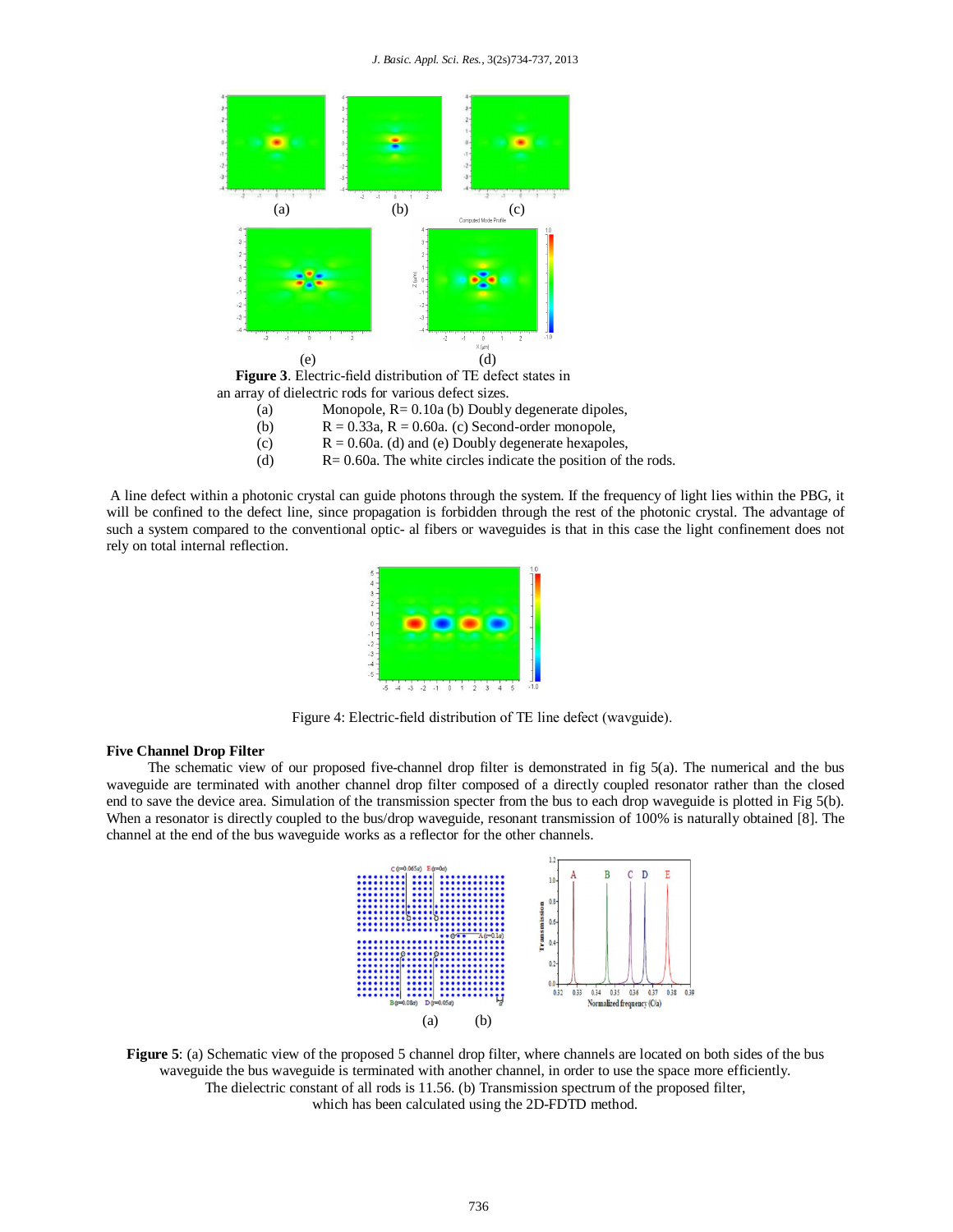(a) (b) (c)

(e) (d)

**Figure 3**. Electric-field distribution of TE defect states in an array of dielectric rods for various defect sizes.

(a) Monopole, R= 0.10a (b) Doubly degenerate dipoles,
(b) R = 0.33a, R = 0.60a. (c) Second-order monopole,
(c) R = 0.60a. (d) and (e) Doubly degenerate hexapoles,
(d) R= 0.60a. The white circles indicate the position of the rods.

A line defect within a photonic crystal can guide photons through the system. If the frequency of light lies within the PBG, it will be confined to the defect line, since propagation is forbidden through the rest of the photonic crystal. The advantage of such a system compared to the conventional optic- al fibers or waveguides is that in this case the light confinement does not rely on total internal reflection.

Figure 4: Electric-field distribution of TE line defect (wavguide).

### Five Channel Drop Filter

The schematic view of our proposed five-channel drop filter is demonstrated in fig 5(a). The numerical and the bus waveguide are terminated with another channel drop filter composed of a directly coupled resonator rather than the closed end to save the device area. Simulation of the transmission specter from the bus to each drop waveguide is plotted in Fig 5(b). When a resonator is directly coupled to the bus/drop waveguide, resonant transmission of 100% is naturally obtained [8]. The channel at the end of the bus waveguide works as a reflector for the other channels.

(a) (b)

**Figure 5**: (a) Schematic view of the proposed 5 channel drop filter, where channels are located on both sides of the bus waveguide the bus waveguide is terminated with another channel, in order to use the space more efficiently. The dielectric constant of all rods is 11.56. (b) Transmission spectrum of the proposed filter, which has been calculated using the 2D-FDTD method.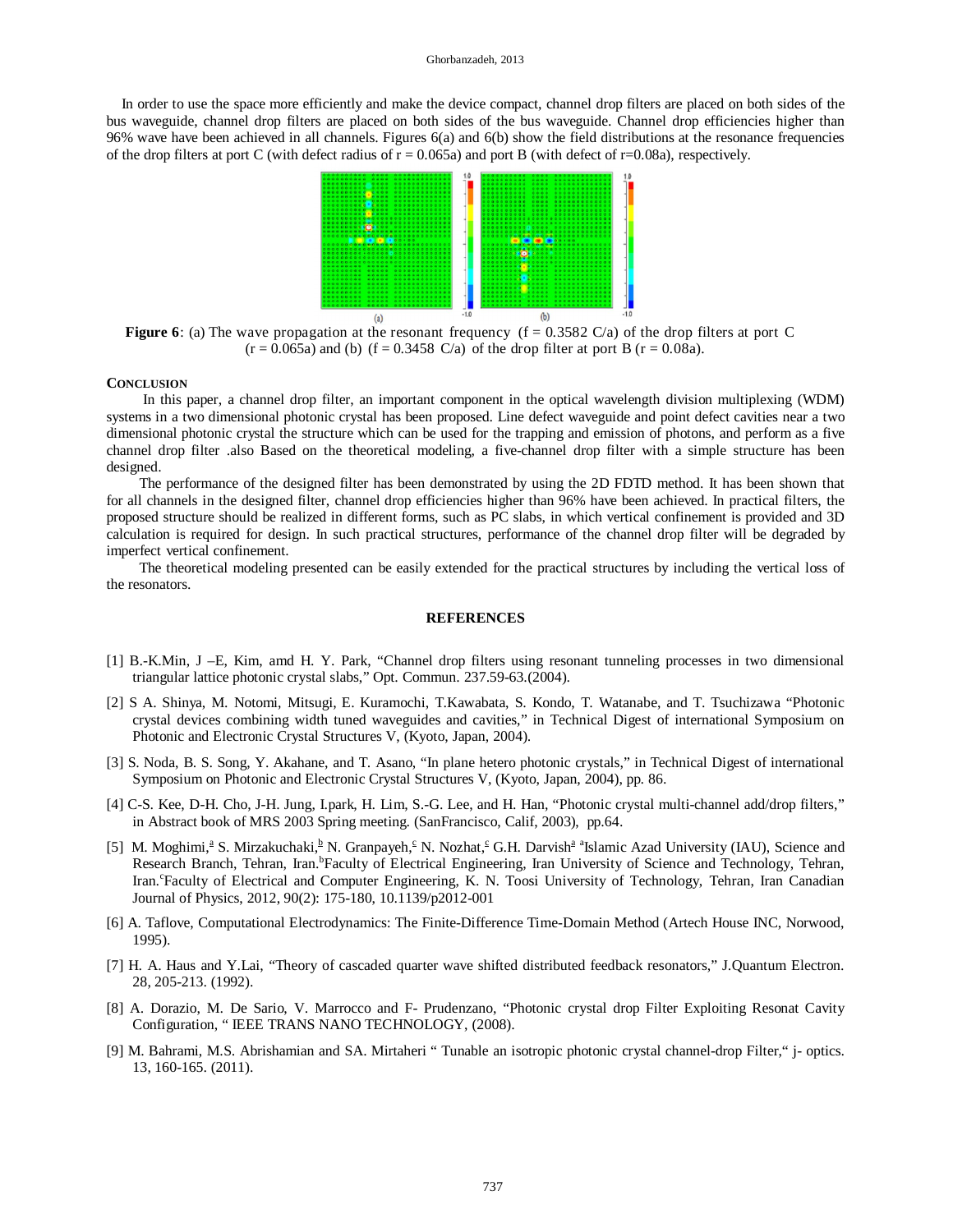In order to use the space more efficiently and make the device compact, channel drop filters are placed on both sides of the bus waveguide, channel drop filters are placed on both sides of the bus waveguide. Channel drop efficiencies higher than 96% wave have been achieved in all channels. Figures 6(a) and 6(b) show the field distributions at the resonance frequencies of the drop filters at port C (with defect radius of r = 0.065a) and port B (with defect of r=0.08a), respectively.

(a) (b)

**Figure 6**: (a) The wave propagation at the resonant frequency (f = 0.3582 C/a) of the drop filters at port C (r = 0.065a) and (b) (f = 0.3458 C/a) of the drop filter at port B (r = 0.08a).

**CONCLUSION**

In this paper, a channel drop filter, an important component in the optical wavelength division multiplexing (WDM) systems in a two dimensional photonic crystal has been proposed. Line defect waveguide and point defect cavities near a two dimensional photonic crystal the structure which can be used for the trapping and emission of photons, and perform as a five channel drop filter .also Based on the theoretical modeling, a five-channel drop filter with a simple structure has been designed.

The performance of the designed filter has been demonstrated by using the 2D FDTD method. It has been shown that for all channels in the designed filter, channel drop efficiencies higher than 96% have been achieved. In practical filters, the proposed structure should be realized in different forms, such as PC slabs, in which vertical confinement is provided and 3D calculation is required for design. In such practical structures, performance of the channel drop filter will be degraded by imperfect vertical confinement.

The theoretical modeling presented can be easily extended for the practical structures by including the vertical loss of the resonators.

## REFERENCES

[1] B.-K.Min, J –E, Kim, amd H. Y. Park, "Channel drop filters using resonant tunneling processes in two dimensional triangular lattice photonic crystal slabs," Opt. Commun. 237.59-63.(2004).

[2] S A. Shinya, M. Notomi, Mitsugi, E. Kuramochi, T.Kawabata, S. Kondo, T. Watanabe, and T. Tsuchizawa "Photonic crystal devices combining width tuned waveguides and cavities," in Technical Digest of international Symposium on Photonic and Electronic Crystal Structures V, (Kyoto, Japan, 2004).

[3] S. Noda, B. S. Song, Y. Akahane, and T. Asano, "In plane hetero photonic crystals," in Technical Digest of international Symposium on Photonic and Electronic Crystal Structures V, (Kyoto, Japan, 2004), pp. 86.

[4] C-S. Kee, D-H. Cho, J-H. Jung, I.park, H. Lim, S.-G. Lee, and H. Han, "Photonic crystal multi-channel add/drop filters," in Abstract book of MRS 2003 Spring meeting. (SanFrancisco, Calif, 2003), pp.64.

[5] M. Moghimi,[a] S. Mirzakuchaki,[b] N. Granpayeh,[c] N. Nozhat,[c] G.H. Darvish[a] [a]Islamic Azad University (IAU), Science and Research Branch, Tehran, Iran.[b]Faculty of Electrical Engineering, Iran University of Science and Technology, Tehran, Iran.[c]Faculty of Electrical and Computer Engineering, K. N. Toosi University of Technology, Tehran, Iran Canadian Journal of Physics, 2012, 90(2): 175-180, 10.1139/p2012-001

[6] A. Taflove, Computational Electrodynamics: The Finite-Difference Time-Domain Method (Artech House INC, Norwood, 1995).

[7] H. A. Haus and Y.Lai, "Theory of cascaded quarter wave shifted distributed feedback resonators," J.Quantum Electron. 28, 205-213. (1992).

[8] A. Dorazio, M. De Sario, V. Marrocco and F- Prudenzano, "Photonic crystal drop Filter Exploiting Resonat Cavity Configuration, " IEEE TRANS NANO TECHNOLOGY, (2008).

[9] M. Bahrami, M.S. Abrishamian and SA. Mirtaheri " Tunable an isotropic photonic crystal channel-drop Filter," j- optics. 13, 160-165. (2011).